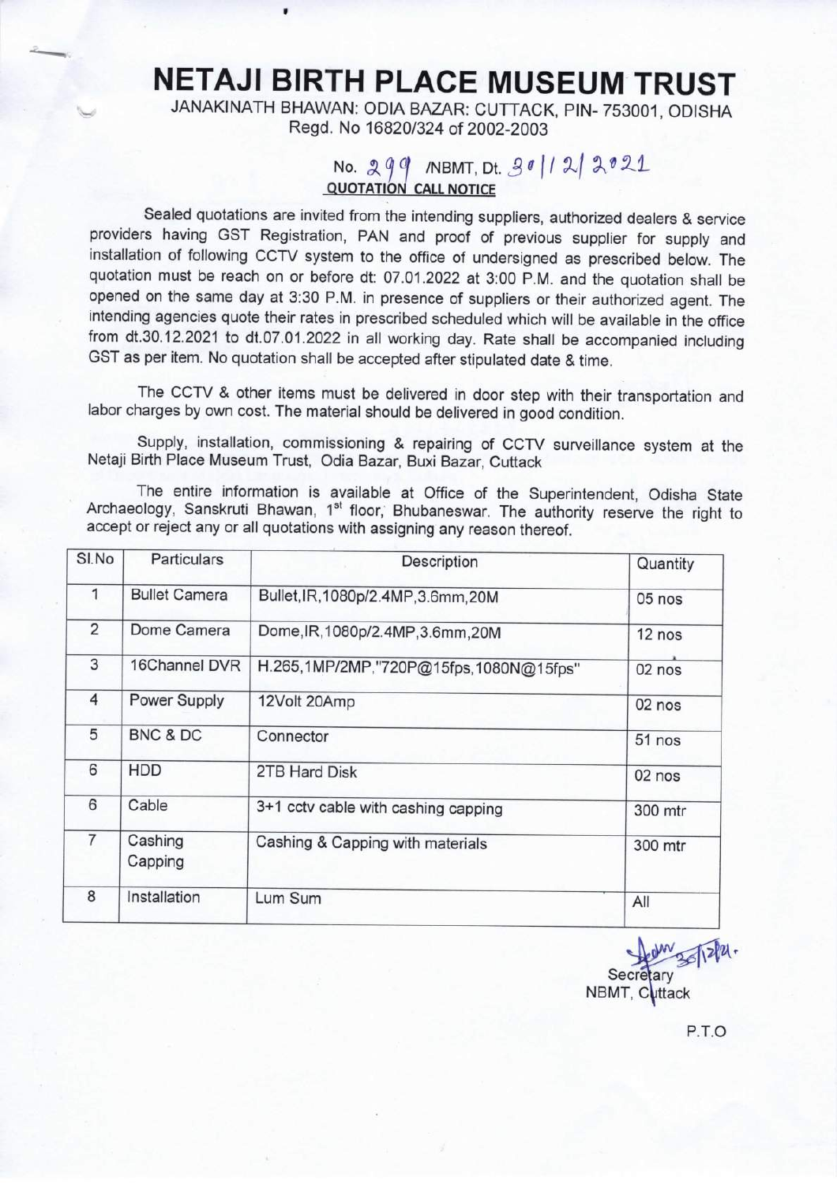# NETAJI BIRTH PLACE MUSEUM TRUST

JANAKINATH BHAWAN: ODIA BAZAR: CUTTACK, PIN- 753001, ODISHA

Regd. No 16820/324 of 2002-2003

No. 299 /NBMT, Dt. 30/12/2021

**QUOTATION CALL NOTICE**

Sealed quotations are invited from the intending suppliers, authorized dealers & service providers having GST Registration, PAN and proof of previous supplier for supply and installation of following CCTV system to the office of undersigned as prescribed below. The quotation must be reach on or before dt: 07.01.2022 at 3:00 P.M. and the quotation shall be opened on the same day at 3:30 P.M. in presence of suppliers or their authorized agent. The intending agencies quote their rates in prescribed scheduled which will be available in the office from dt.30.12.2021 to dt.07.01.2022 in all working day. Rate shall be accompanied including GST as per item. No quotation shall be accepted after stipulated date & time.

The CCTV & other items must be delivered in door step with their transportation and labor charges by own cost. The material should be delivered in good condition.

Supply, installation, commissioning & repairing of CCTV surveillance system at the Netaji Birth Place Museum Trust, Odia Bazar, Buxi Bazar, Cuttack

The entire information is available at Office of the Superintendent, Odisha State Archaeology, Sanskruti Bhawan, 1st floor, Bhubaneswar. The authority reserve the right to accept or reject any or all quotations with assigning any reason thereof.

| Sl.No | Particulars | Description | Quantity |
|---|---|---|---|
| 1 | Bullet Camera | Bullet,IR,1080p/2.4MP,3.6mm,20M | 05 nos |
| 2 | Dome Camera | Dome,IR,1080p/2.4MP,3.6mm,20M | 12 nos |
| 3 | 16Channel DVR | H.265,1MP/2MP,"720P@15fps,1080N@15fps" | 02 nos |
| 4 | Power Supply | 12Volt 20Amp | 02 nos |
| 5 | BNC & DC | Connector | 51 nos |
| 6 | HDD | 2TB Hard Disk | 02 nos |
| 6 | Cable | 3+1 cctv cable with cashing capping | 300 mtr |
| 7 | Cashing Capping | Cashing & Capping with materials | 300 mtr |
| 8 | Installation | Lum Sum | All |

Secretary
NBMT, Cuttack

P.T.O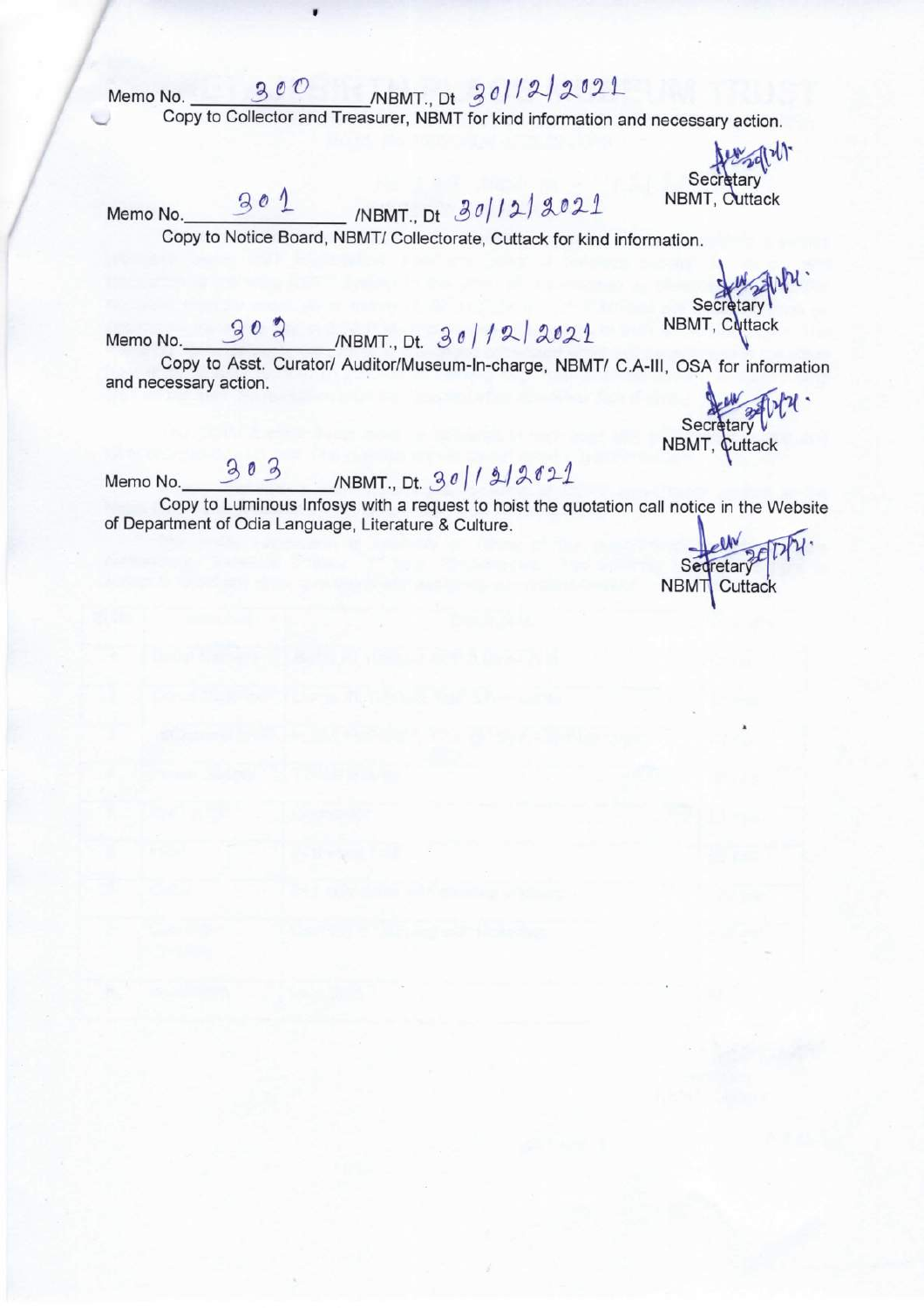Memo No. 300 /NBMT., Dt 30/12/2021

Copy to Collector and Treasurer, NBMT for kind information and necessary action.

Secretary
NBMT, Cuttack

Memo No. 301 /NBMT., Dt 30/12/2021

Copy to Notice Board, NBMT/ Collectorate, Cuttack for kind information.

Secretary
NBMT, Cuttack

Memo No. 302 /NBMT., Dt. 30/12/2021

Copy to Asst. Curator/ Auditor/Museum-In-charge, NBMT/ C.A-III, OSA for information and necessary action.

Secretary
NBMT, Cuttack

Memo No. 303 /NBMT., Dt. 30/12/2021

Copy to Luminous Infosys with a request to hoist the quotation call notice in the Website of Department of Odia Language, Literature & Culture.

Secretary
NBMT Cuttack